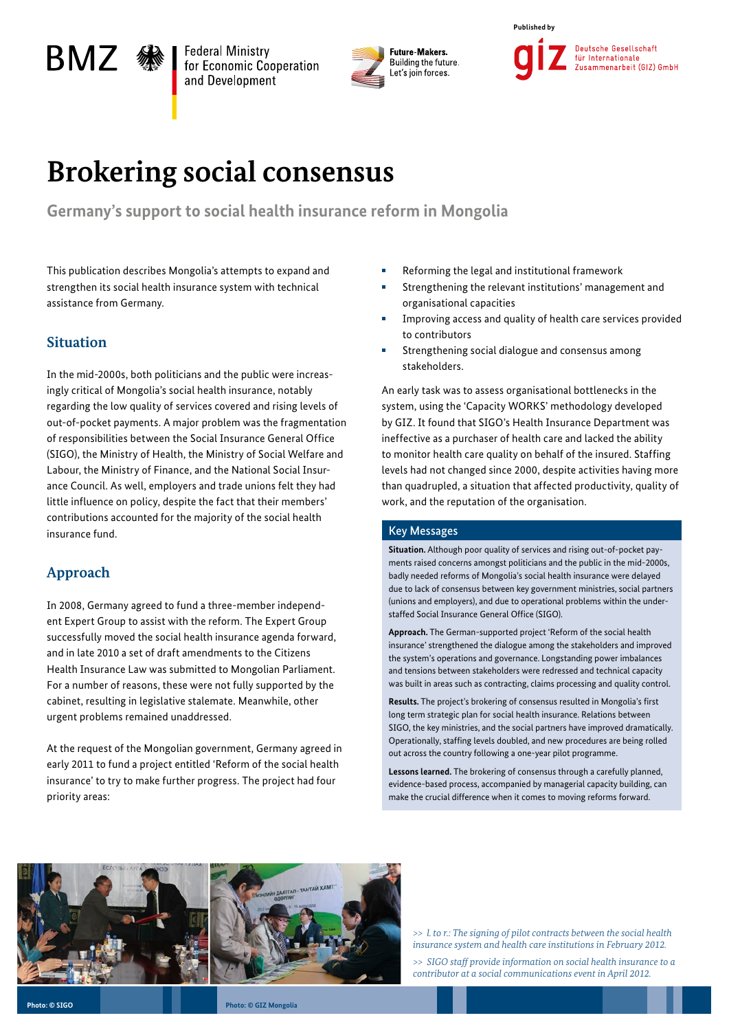BMZ | Federal Ministry for Economic Cooperation and Development

Future-Makers. Building the future. Let's join forces.

Published by giz Deutsche Gesellschaft für Internationale Zusammenarbeit (GIZ) GmbH

# Brokering social consensus

## Germany's support to social health insurance reform in Mongolia

This publication describes Mongolia's attempts to expand and strengthen its social health insurance system with technical assistance from Germany.

### Situation

In the mid-2000s, both politicians and the public were increasingly critical of Mongolia's social health insurance, notably regarding the low quality of services covered and rising levels of out-of-pocket payments. A major problem was the fragmentation of responsibilities between the Social Insurance General Office (SIGO), the Ministry of Health, the Ministry of Social Welfare and Labour, the Ministry of Finance, and the National Social Insurance Council. As well, employers and trade unions felt they had little influence on policy, despite the fact that their members' contributions accounted for the majority of the social health insurance fund.

### Approach

In 2008, Germany agreed to fund a three-member independent Expert Group to assist with the reform. The Expert Group successfully moved the social health insurance agenda forward, and in late 2010 a set of draft amendments to the Citizens Health Insurance Law was submitted to Mongolian Parliament. For a number of reasons, these were not fully supported by the cabinet, resulting in legislative stalemate. Meanwhile, other urgent problems remained unaddressed.

At the request of the Mongolian government, Germany agreed in early 2011 to fund a project entitled 'Reform of the social health insurance' to try to make further progress. The project had four priority areas:

- Reforming the legal and institutional framework
- Strengthening the relevant institutions' management and organisational capacities
- Improving access and quality of health care services provided to contributors
- Strengthening social dialogue and consensus among stakeholders.

An early task was to assess organisational bottlenecks in the system, using the 'Capacity WORKS' methodology developed by GIZ. It found that SIGO's Health Insurance Department was ineffective as a purchaser of health care and lacked the ability to monitor health care quality on behalf of the insured. Staffing levels had not changed since 2000, despite activities having more than quadrupled, a situation that affected productivity, quality of work, and the reputation of the organisation.

### Key Messages

**Situation.** Although poor quality of services and rising out-of-pocket payments raised concerns amongst politicians and the public in the mid-2000s, badly needed reforms of Mongolia's social health insurance were delayed due to lack of consensus between key government ministries, social partners (unions and employers), and due to operational problems within the understaffed Social Insurance General Office (SIGO).

**Approach.** The German-supported project 'Reform of the social health insurance' strengthened the dialogue among the stakeholders and improved the system's operations and governance. Longstanding power imbalances and tensions between stakeholders were redressed and technical capacity was built in areas such as contracting, claims processing and quality control.

**Results.** The project's brokering of consensus resulted in Mongolia's first long term strategic plan for social health insurance. Relations between SIGO, the key ministries, and the social partners have improved dramatically. Operationally, staffing levels doubled, and new procedures are being rolled out across the country following a one-year pilot programme.

**Lessons learned.** The brokering of consensus through a carefully planned, evidence-based process, accompanied by managerial capacity building, can make the crucial difference when it comes to moving reforms forward.

*>> l. to r.: The signing of pilot contracts between the social health insurance system and health care institutions in February 2012.*

*>> SIGO staff provide information on social health insurance to a contributor at a social communications event in April 2012.*

Photo: © SIGO

Photo: © GIZ Mongolia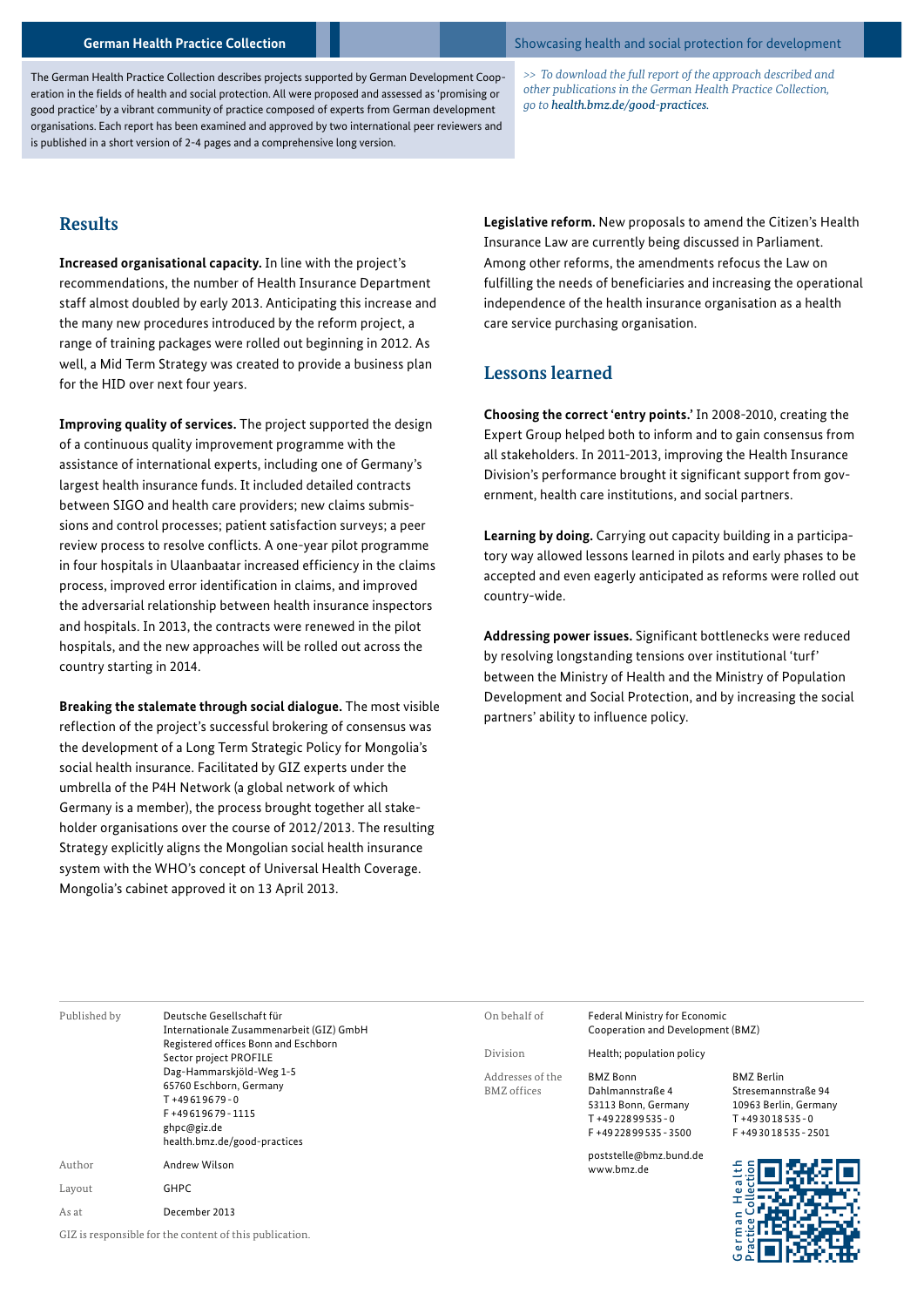The German Health Practice Collection describes projects supported by German Development Cooperation in the fields of health and social protection. All were proposed and assessed as 'promising or good practice' by a vibrant community of practice composed of experts from German development organisations. Each report has been examined and approved by two international peer reviewers and is published in a short version of 2-4 pages and a comprehensive long version.

*>> To download the full report of the approach described and other publications in the German Health Practice Collection, go to health.bmz.de/good-practices.*

## Results

**Increased organisational capacity.** In line with the project's recommendations, the number of Health Insurance Department staff almost doubled by early 2013. Anticipating this increase and the many new procedures introduced by the reform project, a range of training packages were rolled out beginning in 2012. As well, a Mid Term Strategy was created to provide a business plan for the HID over next four years.

**Improving quality of services.** The project supported the design of a continuous quality improvement programme with the assistance of international experts, including one of Germany's largest health insurance funds. It included detailed contracts between SIGO and health care providers; new claims submissions and control processes; patient satisfaction surveys; a peer review process to resolve conflicts. A one-year pilot programme in four hospitals in Ulaanbaatar increased efficiency in the claims process, improved error identification in claims, and improved the adversarial relationship between health insurance inspectors and hospitals. In 2013, the contracts were renewed in the pilot hospitals, and the new approaches will be rolled out across the country starting in 2014.

**Breaking the stalemate through social dialogue.** The most visible reflection of the project's successful brokering of consensus was the development of a Long Term Strategic Policy for Mongolia's social health insurance. Facilitated by GIZ experts under the umbrella of the P4H Network (a global network of which Germany is a member), the process brought together all stakeholder organisations over the course of 2012/2013. The resulting Strategy explicitly aligns the Mongolian social health insurance system with the WHO's concept of Universal Health Coverage. Mongolia's cabinet approved it on 13 April 2013.

**Legislative reform.** New proposals to amend the Citizen's Health Insurance Law are currently being discussed in Parliament. Among other reforms, the amendments refocus the Law on fulfilling the needs of beneficiaries and increasing the operational independence of the health insurance organisation as a health care service purchasing organisation.

## Lessons learned

**Choosing the correct 'entry points.'** In 2008-2010, creating the Expert Group helped both to inform and to gain consensus from all stakeholders. In 2011-2013, improving the Health Insurance Division's performance brought it significant support from government, health care institutions, and social partners.

**Learning by doing.** Carrying out capacity building in a participatory way allowed lessons learned in pilots and early phases to be accepted and even eagerly anticipated as reforms were rolled out country-wide.

**Addressing power issues.** Significant bottlenecks were reduced by resolving longstanding tensions over institutional 'turf' between the Ministry of Health and the Ministry of Population Development and Social Protection, and by increasing the social partners' ability to influence policy.

---

| | |
|---|---|
| Published by | Deutsche Gesellschaft für Internationale Zusammenarbeit (GIZ) GmbH<br>Registered offices Bonn and Eschborn<br>Sector project PROFILE<br>Dag-Hammarskjöld-Weg 1-5<br>65760 Eschborn, Germany<br>T +49 6196 79 - 0<br>F +49 6196 79 - 1115<br>ghpc@giz.de<br>health.bmz.de/good-practices |
| Author | Andrew Wilson |
| Layout | GHPC |
| As at | December 2013 |

GIZ is responsible for the content of this publication.

| | | |
|---|---|---|
| On behalf of | Federal Ministry for Economic Cooperation and Development (BMZ) | |
| Division | Health; population policy | |
| Addresses of the BMZ offices | BMZ Bonn<br>Dahlmannstraße 4<br>53113 Bonn, Germany<br>T +49 228 99 535 - 0<br>F +49 228 99 535 - 3500 | BMZ Berlin<br>Stresemannstraße 94<br>10963 Berlin, Germany<br>T +49 30 18 535 - 0<br>F +49 30 18 535 - 2501 |
| | poststelle@bmz.bund.de<br>www.bmz.de | |

German Health Practice Collection